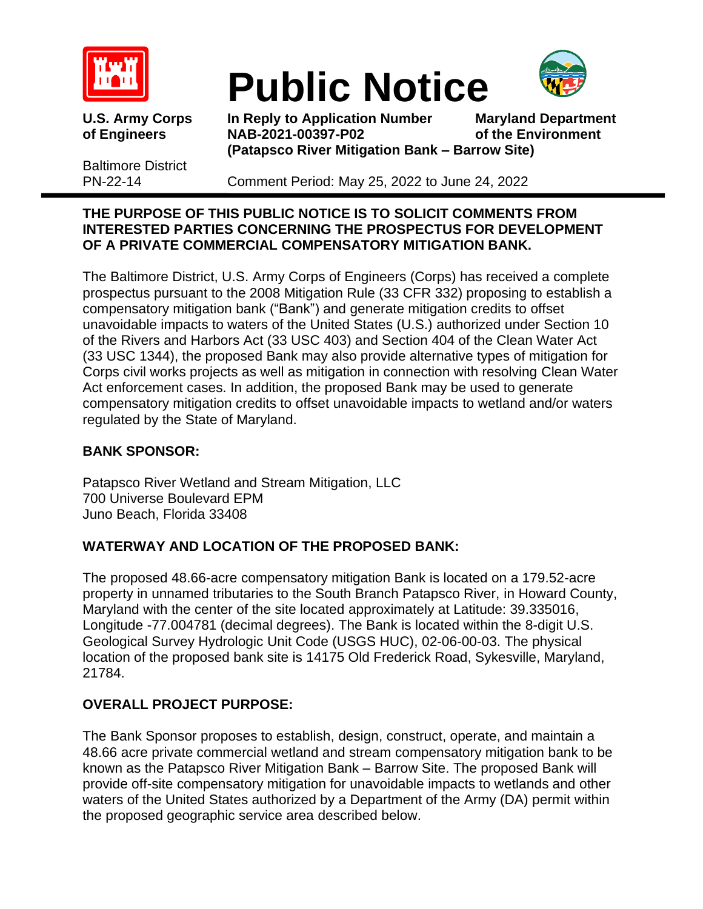# Public Notice

**U.S. Army Corps of Engineers**

**In Reply to Application Number NAB-2021-00397-P02 (Patapsco River Mitigation Bank – Barrow Site)**

**Maryland Department of the Environment**

Baltimore District
PN-22-14

Comment Period: May 25, 2022 to June 24, 2022

**THE PURPOSE OF THIS PUBLIC NOTICE IS TO SOLICIT COMMENTS FROM INTERESTED PARTIES CONCERNING THE PROSPECTUS FOR DEVELOPMENT OF A PRIVATE COMMERCIAL COMPENSATORY MITIGATION BANK.**

The Baltimore District, U.S. Army Corps of Engineers (Corps) has received a complete prospectus pursuant to the 2008 Mitigation Rule (33 CFR 332) proposing to establish a compensatory mitigation bank ("Bank") and generate mitigation credits to offset unavoidable impacts to waters of the United States (U.S.) authorized under Section 10 of the Rivers and Harbors Act (33 USC 403) and Section 404 of the Clean Water Act (33 USC 1344), the proposed Bank may also provide alternative types of mitigation for Corps civil works projects as well as mitigation in connection with resolving Clean Water Act enforcement cases. In addition, the proposed Bank may be used to generate compensatory mitigation credits to offset unavoidable impacts to wetland and/or waters regulated by the State of Maryland.

## BANK SPONSOR:

Patapsco River Wetland and Stream Mitigation, LLC
700 Universe Boulevard EPM
Juno Beach, Florida 33408

## WATERWAY AND LOCATION OF THE PROPOSED BANK:

The proposed 48.66-acre compensatory mitigation Bank is located on a 179.52-acre property in unnamed tributaries to the South Branch Patapsco River, in Howard County, Maryland with the center of the site located approximately at Latitude: 39.335016, Longitude -77.004781 (decimal degrees). The Bank is located within the 8-digit U.S. Geological Survey Hydrologic Unit Code (USGS HUC), 02-06-00-03. The physical location of the proposed bank site is 14175 Old Frederick Road, Sykesville, Maryland, 21784.

## OVERALL PROJECT PURPOSE:

The Bank Sponsor proposes to establish, design, construct, operate, and maintain a 48.66 acre private commercial wetland and stream compensatory mitigation bank to be known as the Patapsco River Mitigation Bank – Barrow Site. The proposed Bank will provide off-site compensatory mitigation for unavoidable impacts to wetlands and other waters of the United States authorized by a Department of the Army (DA) permit within the proposed geographic service area described below.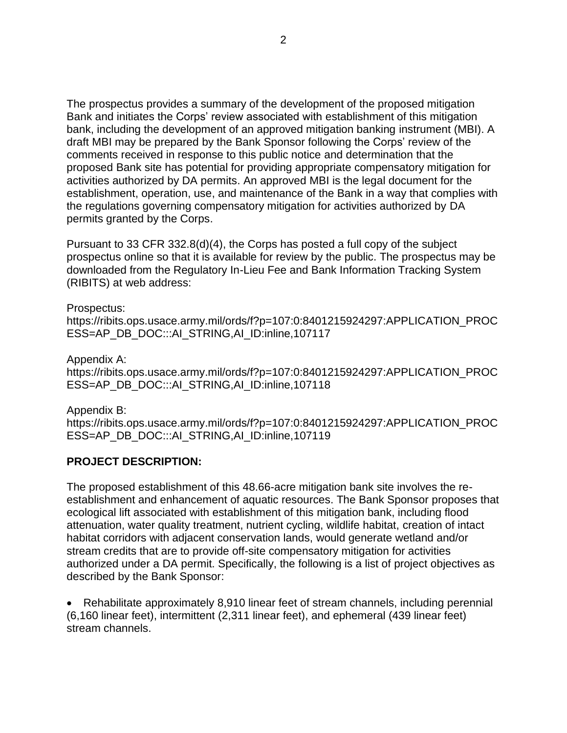The prospectus provides a summary of the development of the proposed mitigation Bank and initiates the Corps' review associated with establishment of this mitigation bank, including the development of an approved mitigation banking instrument (MBI). A draft MBI may be prepared by the Bank Sponsor following the Corps' review of the comments received in response to this public notice and determination that the proposed Bank site has potential for providing appropriate compensatory mitigation for activities authorized by DA permits. An approved MBI is the legal document for the establishment, operation, use, and maintenance of the Bank in a way that complies with the regulations governing compensatory mitigation for activities authorized by DA permits granted by the Corps.

Pursuant to 33 CFR 332.8(d)(4), the Corps has posted a full copy of the subject prospectus online so that it is available for review by the public. The prospectus may be downloaded from the Regulatory In-Lieu Fee and Bank Information Tracking System (RIBITS) at web address:

Prospectus:
https://ribits.ops.usace.army.mil/ords/f?p=107:0:8401215924297:APPLICATION_PROCESS=AP_DB_DOC:::AI_STRING,AI_ID:inline,107117

Appendix A:
https://ribits.ops.usace.army.mil/ords/f?p=107:0:8401215924297:APPLICATION_PROCESS=AP_DB_DOC:::AI_STRING,AI_ID:inline,107118

Appendix B:
https://ribits.ops.usace.army.mil/ords/f?p=107:0:8401215924297:APPLICATION_PROCESS=AP_DB_DOC:::AI_STRING,AI_ID:inline,107119

**PROJECT DESCRIPTION:**

The proposed establishment of this 48.66-acre mitigation bank site involves the re-establishment and enhancement of aquatic resources. The Bank Sponsor proposes that ecological lift associated with establishment of this mitigation bank, including flood attenuation, water quality treatment, nutrient cycling, wildlife habitat, creation of intact habitat corridors with adjacent conservation lands, would generate wetland and/or stream credits that are to provide off-site compensatory mitigation for activities authorized under a DA permit. Specifically, the following is a list of project objectives as described by the Bank Sponsor:

- Rehabilitate approximately 8,910 linear feet of stream channels, including perennial (6,160 linear feet), intermittent (2,311 linear feet), and ephemeral (439 linear feet) stream channels.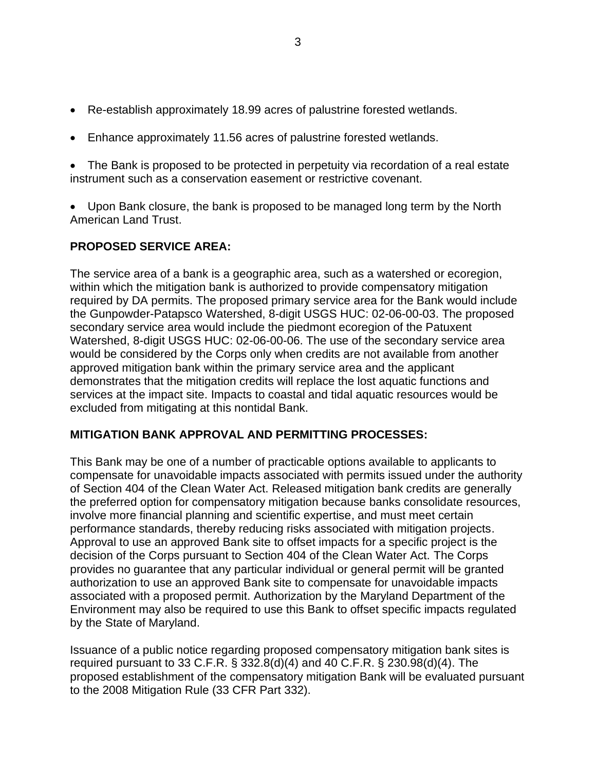- Re-establish approximately 18.99 acres of palustrine forested wetlands.
- Enhance approximately 11.56 acres of palustrine forested wetlands.
- The Bank is proposed to be protected in perpetuity via recordation of a real estate instrument such as a conservation easement or restrictive covenant.
- Upon Bank closure, the bank is proposed to be managed long term by the North American Land Trust.

**PROPOSED SERVICE AREA:**

The service area of a bank is a geographic area, such as a watershed or ecoregion, within which the mitigation bank is authorized to provide compensatory mitigation required by DA permits. The proposed primary service area for the Bank would include the Gunpowder-Patapsco Watershed, 8-digit USGS HUC: 02-06-00-03. The proposed secondary service area would include the piedmont ecoregion of the Patuxent Watershed, 8-digit USGS HUC: 02-06-00-06. The use of the secondary service area would be considered by the Corps only when credits are not available from another approved mitigation bank within the primary service area and the applicant demonstrates that the mitigation credits will replace the lost aquatic functions and services at the impact site. Impacts to coastal and tidal aquatic resources would be excluded from mitigating at this nontidal Bank.

**MITIGATION BANK APPROVAL AND PERMITTING PROCESSES:**

This Bank may be one of a number of practicable options available to applicants to compensate for unavoidable impacts associated with permits issued under the authority of Section 404 of the Clean Water Act. Released mitigation bank credits are generally the preferred option for compensatory mitigation because banks consolidate resources, involve more financial planning and scientific expertise, and must meet certain performance standards, thereby reducing risks associated with mitigation projects. Approval to use an approved Bank site to offset impacts for a specific project is the decision of the Corps pursuant to Section 404 of the Clean Water Act. The Corps provides no guarantee that any particular individual or general permit will be granted authorization to use an approved Bank site to compensate for unavoidable impacts associated with a proposed permit. Authorization by the Maryland Department of the Environment may also be required to use this Bank to offset specific impacts regulated by the State of Maryland.

Issuance of a public notice regarding proposed compensatory mitigation bank sites is required pursuant to 33 C.F.R. § 332.8(d)(4) and 40 C.F.R. § 230.98(d)(4). The proposed establishment of the compensatory mitigation Bank will be evaluated pursuant to the 2008 Mitigation Rule (33 CFR Part 332).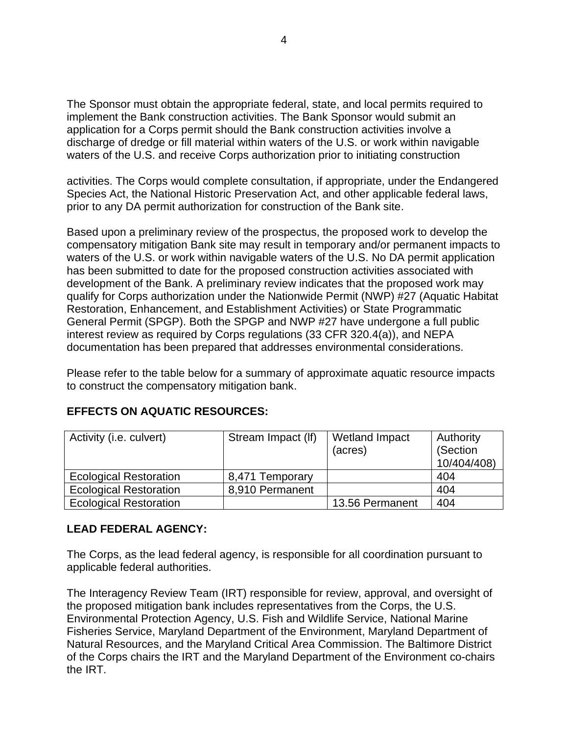The Sponsor must obtain the appropriate federal, state, and local permits required to implement the Bank construction activities. The Bank Sponsor would submit an application for a Corps permit should the Bank construction activities involve a discharge of dredge or fill material within waters of the U.S. or work within navigable waters of the U.S. and receive Corps authorization prior to initiating construction

activities. The Corps would complete consultation, if appropriate, under the Endangered Species Act, the National Historic Preservation Act, and other applicable federal laws, prior to any DA permit authorization for construction of the Bank site.

Based upon a preliminary review of the prospectus, the proposed work to develop the compensatory mitigation Bank site may result in temporary and/or permanent impacts to waters of the U.S. or work within navigable waters of the U.S. No DA permit application has been submitted to date for the proposed construction activities associated with development of the Bank. A preliminary review indicates that the proposed work may qualify for Corps authorization under the Nationwide Permit (NWP) #27 (Aquatic Habitat Restoration, Enhancement, and Establishment Activities) or State Programmatic General Permit (SPGP). Both the SPGP and NWP #27 have undergone a full public interest review as required by Corps regulations (33 CFR 320.4(a)), and NEPA documentation has been prepared that addresses environmental considerations.

Please refer to the table below for a summary of approximate aquatic resource impacts to construct the compensatory mitigation bank.

**EFFECTS ON AQUATIC RESOURCES:**

| Activity (i.e. culvert) | Stream Impact (lf) | Wetland Impact (acres) | Authority (Section 10/404/408) |
|---|---|---|---|
| Ecological Restoration | 8,471 Temporary | | 404 |
| Ecological Restoration | 8,910 Permanent | | 404 |
| Ecological Restoration | | 13.56 Permanent | 404 |

**LEAD FEDERAL AGENCY:**

The Corps, as the lead federal agency, is responsible for all coordination pursuant to applicable federal authorities.

The Interagency Review Team (IRT) responsible for review, approval, and oversight of the proposed mitigation bank includes representatives from the Corps, the U.S. Environmental Protection Agency, U.S. Fish and Wildlife Service, National Marine Fisheries Service, Maryland Department of the Environment, Maryland Department of Natural Resources, and the Maryland Critical Area Commission. The Baltimore District of the Corps chairs the IRT and the Maryland Department of the Environment co-chairs the IRT.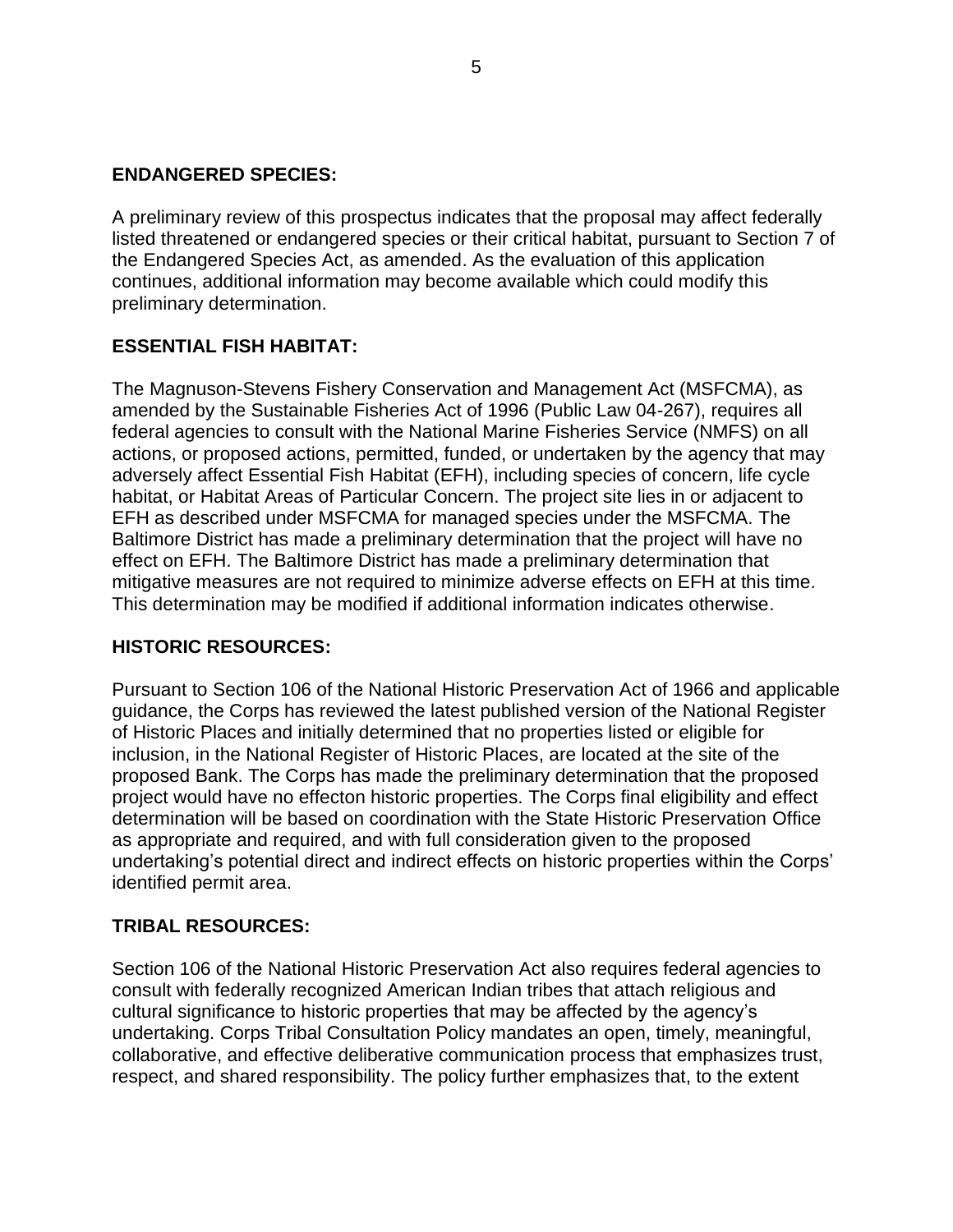**ENDANGERED SPECIES:**

A preliminary review of this prospectus indicates that the proposal may affect federally listed threatened or endangered species or their critical habitat, pursuant to Section 7 of the Endangered Species Act, as amended. As the evaluation of this application continues, additional information may become available which could modify this preliminary determination.

**ESSENTIAL FISH HABITAT:**

The Magnuson-Stevens Fishery Conservation and Management Act (MSFCMA), as amended by the Sustainable Fisheries Act of 1996 (Public Law 04-267), requires all federal agencies to consult with the National Marine Fisheries Service (NMFS) on all actions, or proposed actions, permitted, funded, or undertaken by the agency that may adversely affect Essential Fish Habitat (EFH), including species of concern, life cycle habitat, or Habitat Areas of Particular Concern. The project site lies in or adjacent to EFH as described under MSFCMA for managed species under the MSFCMA. The Baltimore District has made a preliminary determination that the project will have no effect on EFH. The Baltimore District has made a preliminary determination that mitigative measures are not required to minimize adverse effects on EFH at this time. This determination may be modified if additional information indicates otherwise.

**HISTORIC RESOURCES:**

Pursuant to Section 106 of the National Historic Preservation Act of 1966 and applicable guidance, the Corps has reviewed the latest published version of the National Register of Historic Places and initially determined that no properties listed or eligible for inclusion, in the National Register of Historic Places, are located at the site of the proposed Bank. The Corps has made the preliminary determination that the proposed project would have no effecton historic properties. The Corps final eligibility and effect determination will be based on coordination with the State Historic Preservation Office as appropriate and required, and with full consideration given to the proposed undertaking's potential direct and indirect effects on historic properties within the Corps' identified permit area.

**TRIBAL RESOURCES:**

Section 106 of the National Historic Preservation Act also requires federal agencies to consult with federally recognized American Indian tribes that attach religious and cultural significance to historic properties that may be affected by the agency's undertaking. Corps Tribal Consultation Policy mandates an open, timely, meaningful, collaborative, and effective deliberative communication process that emphasizes trust, respect, and shared responsibility. The policy further emphasizes that, to the extent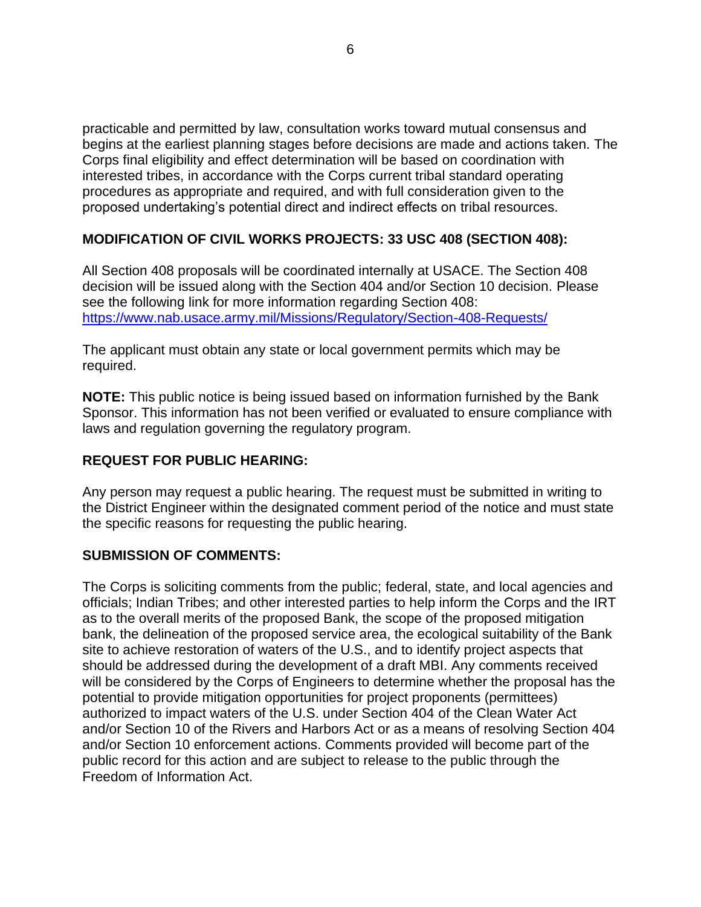practicable and permitted by law, consultation works toward mutual consensus and begins at the earliest planning stages before decisions are made and actions taken. The Corps final eligibility and effect determination will be based on coordination with interested tribes, in accordance with the Corps current tribal standard operating procedures as appropriate and required, and with full consideration given to the proposed undertaking's potential direct and indirect effects on tribal resources.

**MODIFICATION OF CIVIL WORKS PROJECTS: 33 USC 408 (SECTION 408):**

All Section 408 proposals will be coordinated internally at USACE. The Section 408 decision will be issued along with the Section 404 and/or Section 10 decision. Please see the following link for more information regarding Section 408: [https://www.nab.usace.army.mil/Missions/Regulatory/Section-408-Requests/](https://www.nab.usace.army.mil/Missions/Regulatory/Section-408-Requests/)

The applicant must obtain any state or local government permits which may be required.

**NOTE:** This public notice is being issued based on information furnished by the Bank Sponsor. This information has not been verified or evaluated to ensure compliance with laws and regulation governing the regulatory program.

**REQUEST FOR PUBLIC HEARING:**

Any person may request a public hearing. The request must be submitted in writing to the District Engineer within the designated comment period of the notice and must state the specific reasons for requesting the public hearing.

**SUBMISSION OF COMMENTS:**

The Corps is soliciting comments from the public; federal, state, and local agencies and officials; Indian Tribes; and other interested parties to help inform the Corps and the IRT as to the overall merits of the proposed Bank, the scope of the proposed mitigation bank, the delineation of the proposed service area, the ecological suitability of the Bank site to achieve restoration of waters of the U.S., and to identify project aspects that should be addressed during the development of a draft MBI. Any comments received will be considered by the Corps of Engineers to determine whether the proposal has the potential to provide mitigation opportunities for project proponents (permittees) authorized to impact waters of the U.S. under Section 404 of the Clean Water Act and/or Section 10 of the Rivers and Harbors Act or as a means of resolving Section 404 and/or Section 10 enforcement actions. Comments provided will become part of the public record for this action and are subject to release to the public through the Freedom of Information Act.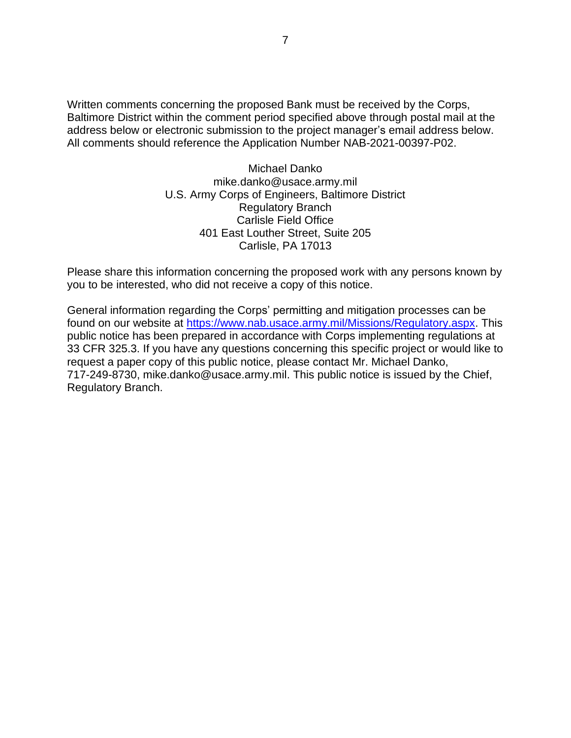Written comments concerning the proposed Bank must be received by the Corps, Baltimore District within the comment period specified above through postal mail at the address below or electronic submission to the project manager's email address below. All comments should reference the Application Number NAB-2021-00397-P02.

Michael Danko
mike.danko@usace.army.mil
U.S. Army Corps of Engineers, Baltimore District
Regulatory Branch
Carlisle Field Office
401 East Louther Street, Suite 205
Carlisle, PA 17013

Please share this information concerning the proposed work with any persons known by you to be interested, who did not receive a copy of this notice.

General information regarding the Corps' permitting and mitigation processes can be found on our website at [https://www.nab.usace.army.mil/Missions/Regulatory.aspx](https://www.nab.usace.army.mil/Missions/Regulatory.aspx). This public notice has been prepared in accordance with Corps implementing regulations at 33 CFR 325.3. If you have any questions concerning this specific project or would like to request a paper copy of this public notice, please contact Mr. Michael Danko, 717-249-8730, mike.danko@usace.army.mil. This public notice is issued by the Chief, Regulatory Branch.